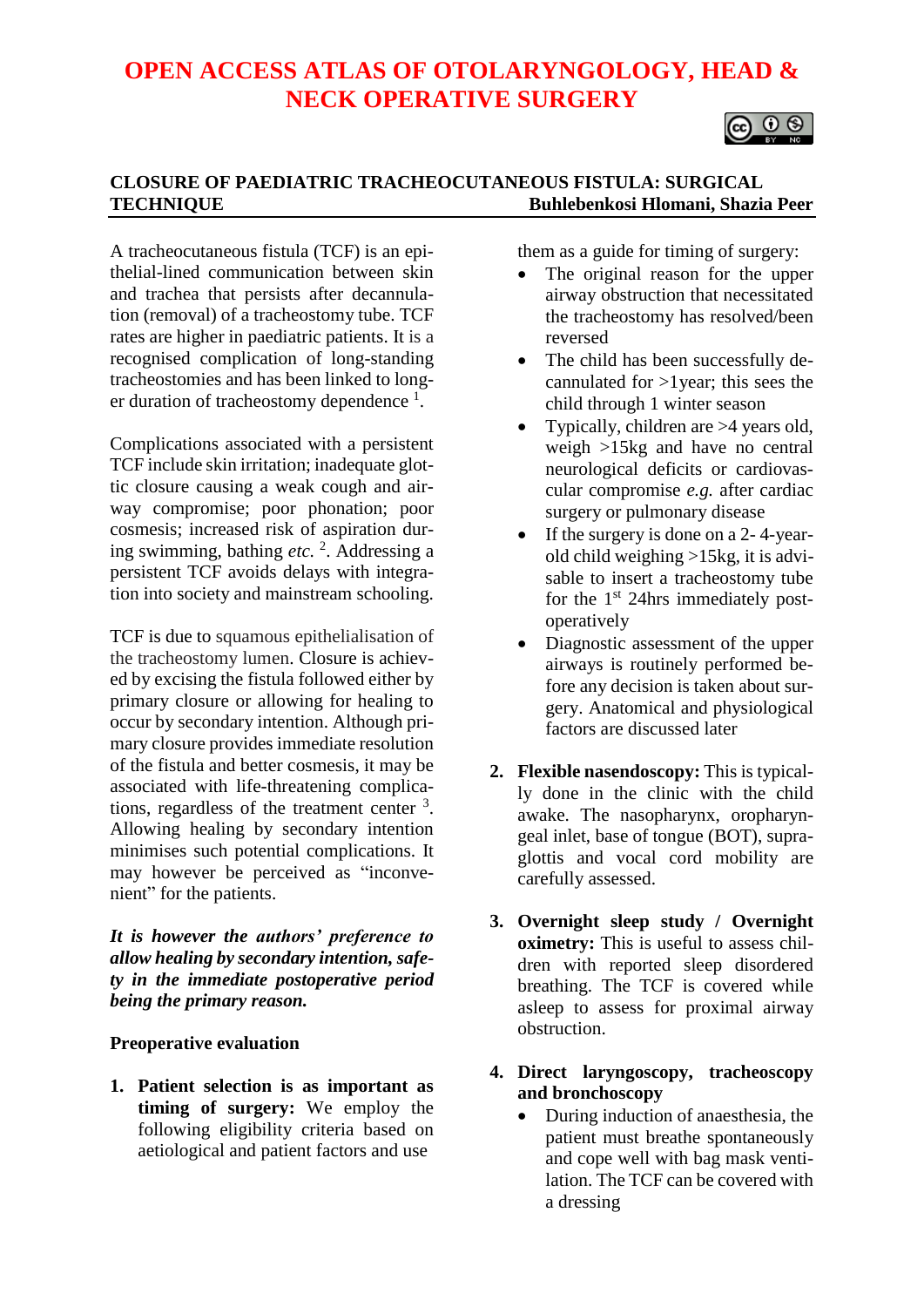# OPEN ACCESS ATLAS OF OTOLARYNGOLOGY, HEAD & NECK OPERATIVE SURGERY

## CLOSURE OF PAEDIATRIC TRACHEOCUTANEOUS FISTULA: SURGICAL TECHNIQUE

**Buhlebenkosi Hlomani, Shazia Peer**

A tracheocutaneous fistula (TCF) is an epithelial-lined communication between skin and trachea that persists after decannulation (removal) of a tracheostomy tube. TCF rates are higher in paediatric patients. It is a recognised complication of long-standing tracheostomies and has been linked to longer duration of tracheostomy dependence [1].

Complications associated with a persistent TCF include skin irritation; inadequate glottic closure causing a weak cough and airway compromise; poor phonation; poor cosmesis; increased risk of aspiration during swimming, bathing *etc.* [2]. Addressing a persistent TCF avoids delays with integration into society and mainstream schooling.

TCF is due to squamous epithelialisation of the tracheostomy lumen. Closure is achieved by excising the fistula followed either by primary closure or allowing for healing to occur by secondary intention. Although primary closure provides immediate resolution of the fistula and better cosmesis, it may be associated with life-threatening complications, regardless of the treatment center [3]. Allowing healing by secondary intention minimises such potential complications. It may however be perceived as "inconvenient" for the patients.

***It is however the authors' preference to allow healing by secondary intention, safety in the immediate postoperative period being the primary reason.***

### Preoperative evaluation

1. **Patient selection is as important as timing of surgery:** We employ the following eligibility criteria based on aetiological and patient factors and use them as a guide for timing of surgery:
   - The original reason for the upper airway obstruction that necessitated the tracheostomy has resolved/been reversed
   - The child has been successfully decannulated for >1year; this sees the child through 1 winter season
   - Typically, children are >4 years old, weigh >15kg and have no central neurological deficits or cardiovascular compromise *e.g.* after cardiac surgery or pulmonary disease
   - If the surgery is done on a 2- 4-year-old child weighing >15kg, it is advisable to insert a tracheostomy tube for the 1st 24hrs immediately postoperatively
   - Diagnostic assessment of the upper airways is routinely performed before any decision is taken about surgery. Anatomical and physiological factors are discussed later
2. **Flexible nasendoscopy:** This is typically done in the clinic with the child awake. The nasopharynx, oropharyngeal inlet, base of tongue (BOT), supraglottis and vocal cord mobility are carefully assessed.
3. **Overnight sleep study / Overnight oximetry:** This is useful to assess children with reported sleep disordered breathing. The TCF is covered while asleep to assess for proximal airway obstruction.
4. **Direct laryngoscopy, tracheoscopy and bronchoscopy**
   - During induction of anaesthesia, the patient must breathe spontaneously and cope well with bag mask ventilation. The TCF can be covered with a dressing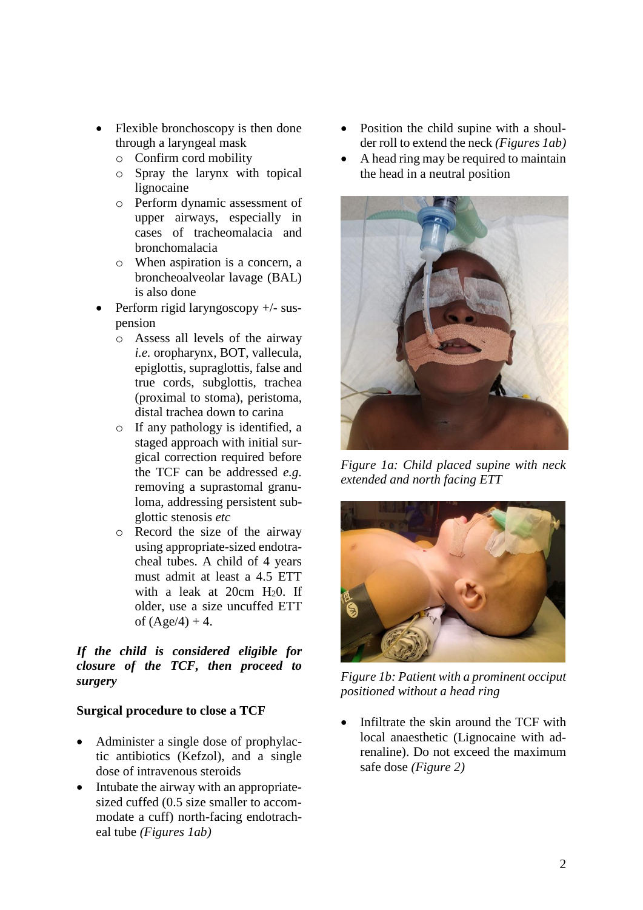- Flexible bronchoscopy is then done through a laryngeal mask
  - Confirm cord mobility
  - Spray the larynx with topical lignocaine
  - Perform dynamic assessment of upper airways, especially in cases of tracheomalacia and bronchomalacia
  - When aspiration is a concern, a broncheoalveolar lavage (BAL) is also done
- Perform rigid laryngoscopy +/- suspension
  - Assess all levels of the airway *i.e.* oropharynx, BOT, vallecula, epiglottis, supraglottis, false and true cords, subglottis, trachea (proximal to stoma), peristoma, distal trachea down to carina
  - If any pathology is identified, a staged approach with initial surgical correction required before the TCF can be addressed *e.g.* removing a suprastomal granuloma, addressing persistent subglottic stenosis *etc*
  - Record the size of the airway using appropriate-sized endotracheal tubes. A child of 4 years must admit at least a 4.5 ETT with a leak at 20cm $H_2O$. If older, use a size uncuffed ETT of (Age/4) + 4.

***If the child is considered eligible for closure of the TCF, then proceed to surgery***

**Surgical procedure to close a TCF**

- Administer a single dose of prophylactic antibiotics (Kefzol), and a single dose of intravenous steroids
- Intubate the airway with an appropriate-sized cuffed (0.5 size smaller to accommodate a cuff) north-facing endotracheal tube *(Figures 1ab)*
- Position the child supine with a shoulder roll to extend the neck *(Figures 1ab)*
- A head ring may be required to maintain the head in a neutral position

*Figure 1a: Child placed supine with neck extended and north facing ETT*

*Figure 1b: Patient with a prominent occiput positioned without a head ring*

- Infiltrate the skin around the TCF with local anaesthetic (Lignocaine with adrenaline). Do not exceed the maximum safe dose *(Figure 2)*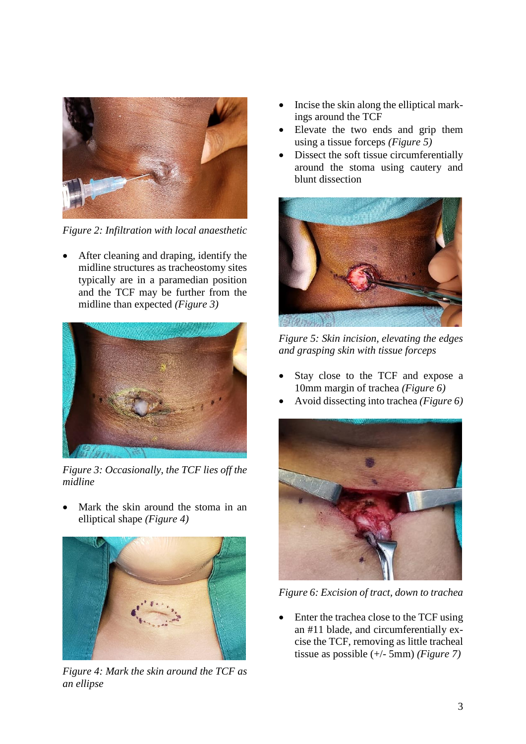Figure 2: Infiltration with local anaesthetic

- After cleaning and draping, identify the midline structures as tracheostomy sites typically are in a paramedian position and the TCF may be further from the midline than expected *(Figure 3)*

Figure 3: Occasionally, the TCF lies off the midline

- Mark the skin around the stoma in an elliptical shape *(Figure 4)*

Figure 4: Mark the skin around the TCF as an ellipse

- Incise the skin along the elliptical markings around the TCF
- Elevate the two ends and grip them using a tissue forceps *(Figure 5)*
- Dissect the soft tissue circumferentially around the stoma using cautery and blunt dissection

Figure 5: Skin incision, elevating the edges and grasping skin with tissue forceps

- Stay close to the TCF and expose a 10mm margin of trachea *(Figure 6)*
- Avoid dissecting into trachea *(Figure 6)*

Figure 6: Excision of tract, down to trachea

- Enter the trachea close to the TCF using an #11 blade, and circumferentially excise the TCF, removing as little tracheal tissue as possible (+/- 5mm) *(Figure 7)*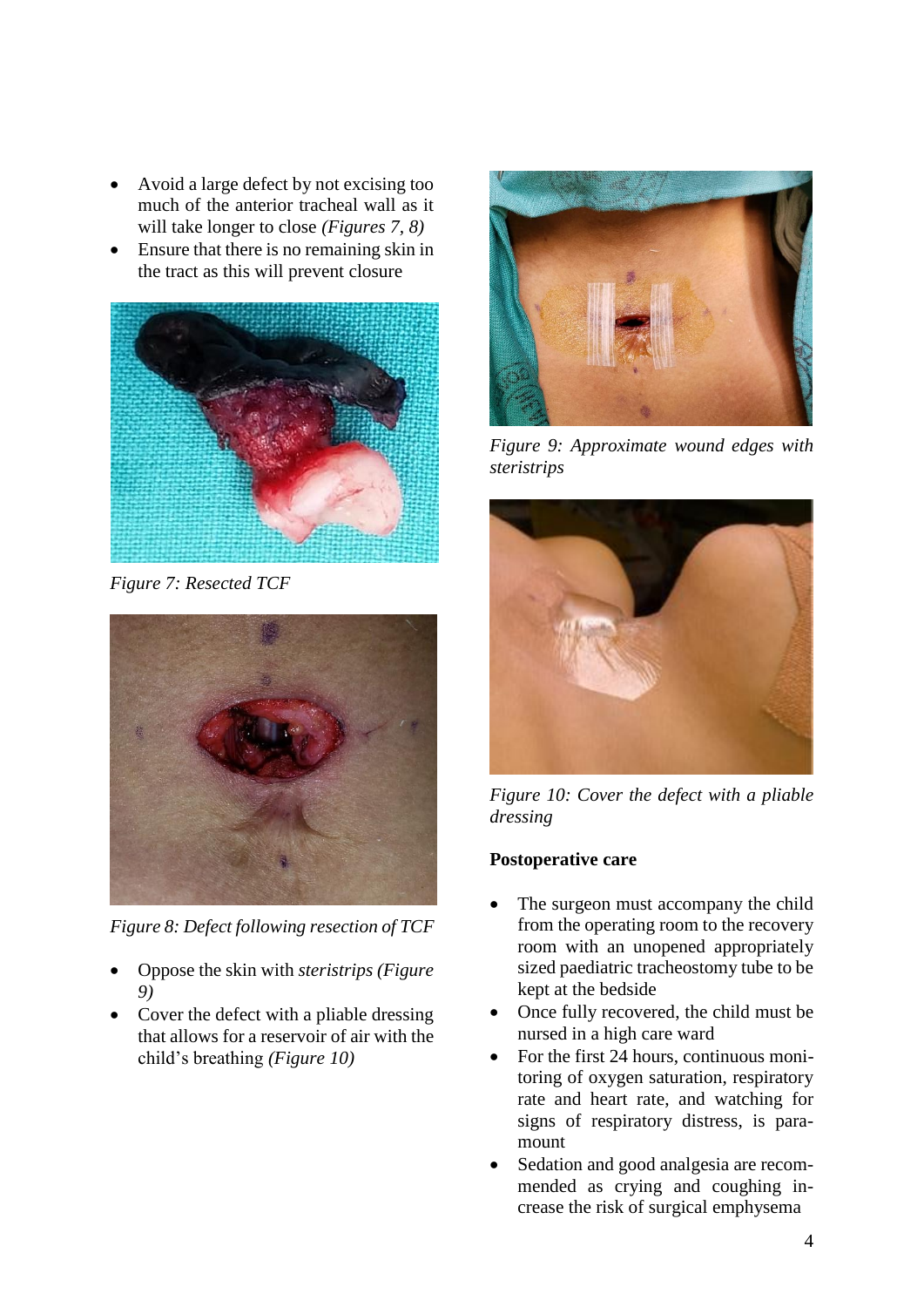- Avoid a large defect by not excising too much of the anterior tracheal wall as it will take longer to close *(Figures 7, 8)*
- Ensure that there is no remaining skin in the tract as this will prevent closure

*Figure 7: Resected TCF*

*Figure 8: Defect following resection of TCF*

- Oppose the skin with *steristrips (Figure 9)*
- Cover the defect with a pliable dressing that allows for a reservoir of air with the child's breathing *(Figure 10)*

*Figure 9: Approximate wound edges with steristrips*

*Figure 10: Cover the defect with a pliable dressing*

**Postoperative care**

- The surgeon must accompany the child from the operating room to the recovery room with an unopened appropriately sized paediatric tracheostomy tube to be kept at the bedside
- Once fully recovered, the child must be nursed in a high care ward
- For the first 24 hours, continuous monitoring of oxygen saturation, respiratory rate and heart rate, and watching for signs of respiratory distress, is paramount
- Sedation and good analgesia are recommended as crying and coughing increase the risk of surgical emphysema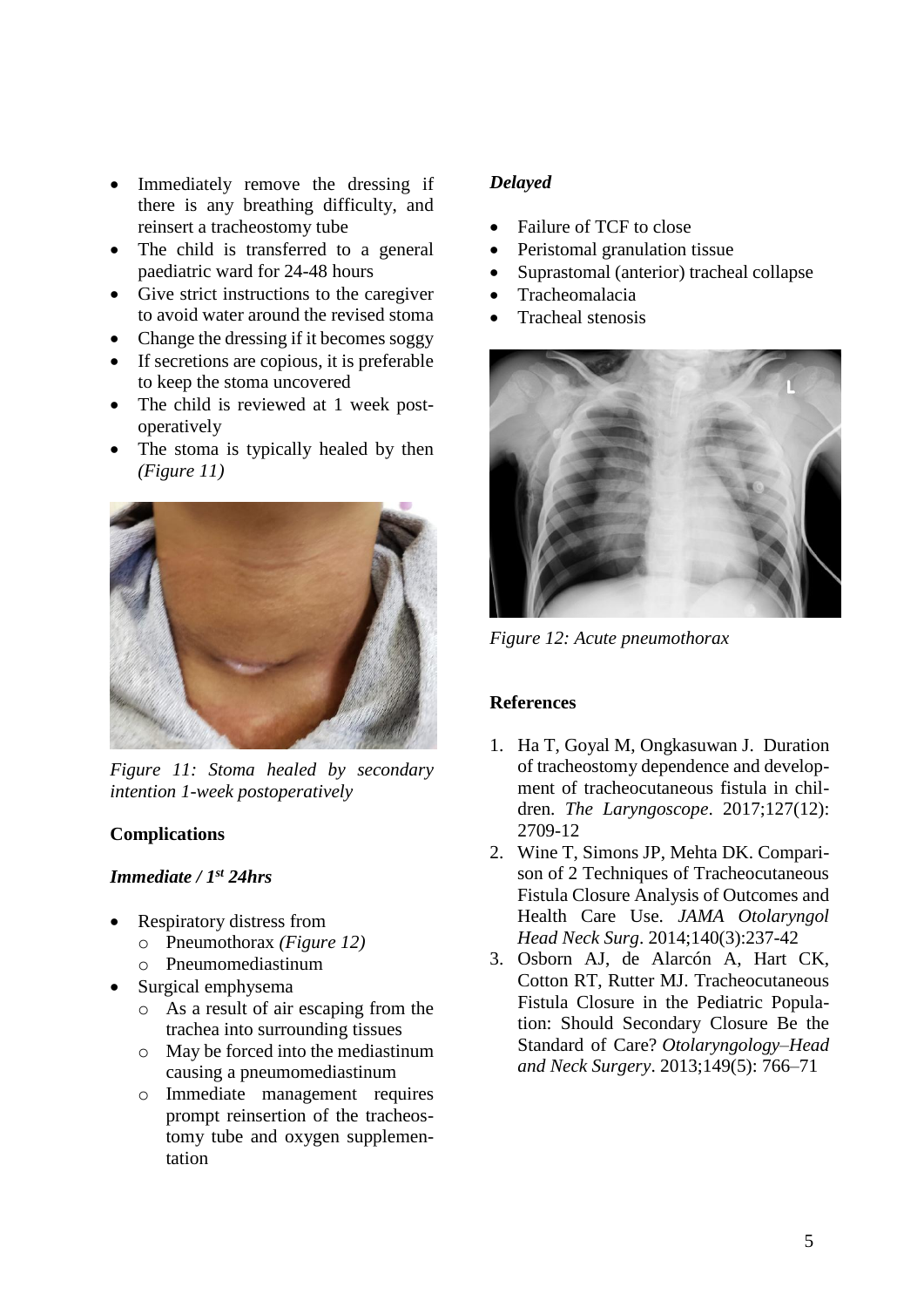- Immediately remove the dressing if there is any breathing difficulty, and reinsert a tracheostomy tube
- The child is transferred to a general paediatric ward for 24-48 hours
- Give strict instructions to the caregiver to avoid water around the revised stoma
- Change the dressing if it becomes soggy
- If secretions are copious, it is preferable to keep the stoma uncovered
- The child is reviewed at 1 week post-operatively
- The stoma is typically healed by then *(Figure 11)*

*Figure 11: Stoma healed by secondary intention 1-week postoperatively*

**Complications**

***Immediate / 1st 24hrs***

- Respiratory distress from
  - Pneumothorax *(Figure 12)*
  - Pneumomediastinum
- Surgical emphysema
  - As a result of air escaping from the trachea into surrounding tissues
  - May be forced into the mediastinum causing a pneumomediastinum
  - Immediate management requires prompt reinsertion of the tracheostomy tube and oxygen supplementation

***Delayed***

- Failure of TCF to close
- Peristomal granulation tissue
- Suprastomal (anterior) tracheal collapse
- Tracheomalacia
- Tracheal stenosis

*Figure 12: Acute pneumothorax*

**References**

1. Ha T, Goyal M, Ongkasuwan J. Duration of tracheostomy dependence and development of tracheocutaneous fistula in children. *The Laryngoscope*. 2017;127(12): 2709-12
2. Wine T, Simons JP, Mehta DK. Comparison of 2 Techniques of Tracheocutaneous Fistula Closure Analysis of Outcomes and Health Care Use. *JAMA Otolaryngol Head Neck Surg*. 2014;140(3):237-42
3. Osborn AJ, de Alarcón A, Hart CK, Cotton RT, Rutter MJ. Tracheocutaneous Fistula Closure in the Pediatric Population: Should Secondary Closure Be the Standard of Care? *Otolaryngology–Head and Neck Surgery*. 2013;149(5): 766–71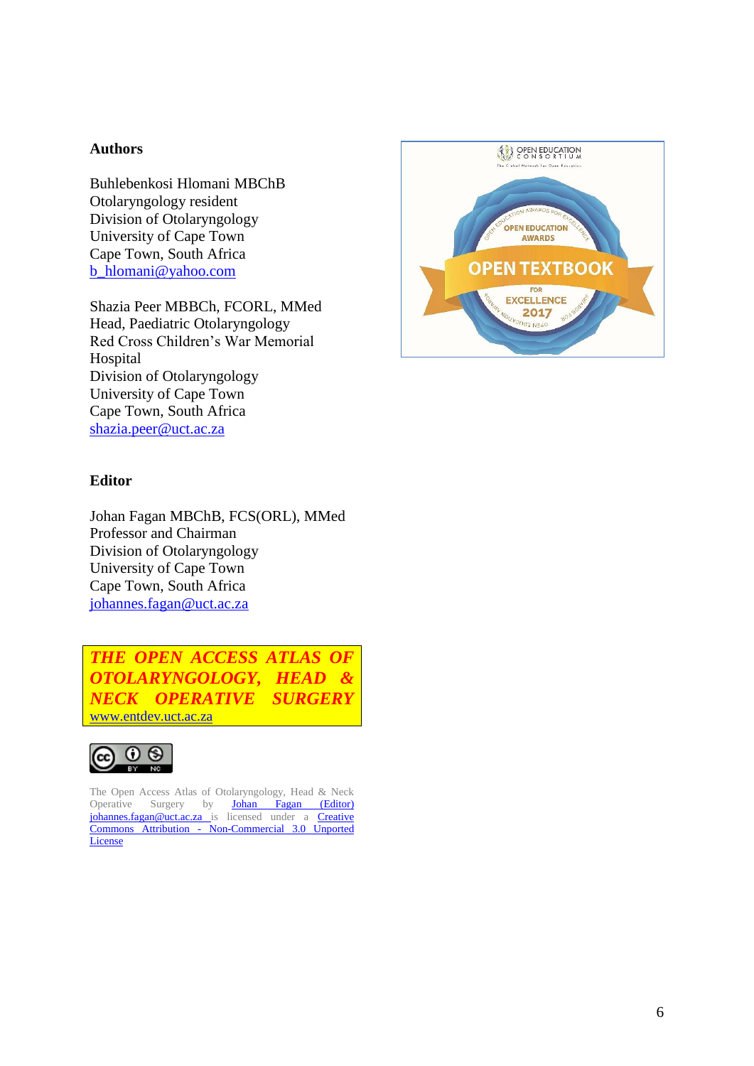**Authors**

Buhlebenkosi Hlomani MBChB
Otolaryngology resident
Division of Otolaryngology
University of Cape Town
Cape Town, South Africa
b_hlomani@yahoo.com

Shazia Peer MBBCh, FCORL, MMed
Head, Paediatric Otolaryngology
Red Cross Children's War Memorial Hospital
Division of Otolaryngology
University of Cape Town
Cape Town, South Africa
shazia.peer@uct.ac.za

**Editor**

Johan Fagan MBChB, FCS(ORL), MMed
Professor and Chairman
Division of Otolaryngology
University of Cape Town
Cape Town, South Africa
johannes.fagan@uct.ac.za

***THE OPEN ACCESS ATLAS OF OTOLARYNGOLOGY, HEAD & NECK OPERATIVE SURGERY***
www.entdev.uct.ac.za

The Open Access Atlas of Otolaryngology, Head & Neck Operative Surgery by Johan Fagan (Editor) johannes.fagan@uct.ac.za is licensed under a Creative Commons Attribution - Non-Commercial 3.0 Unported License